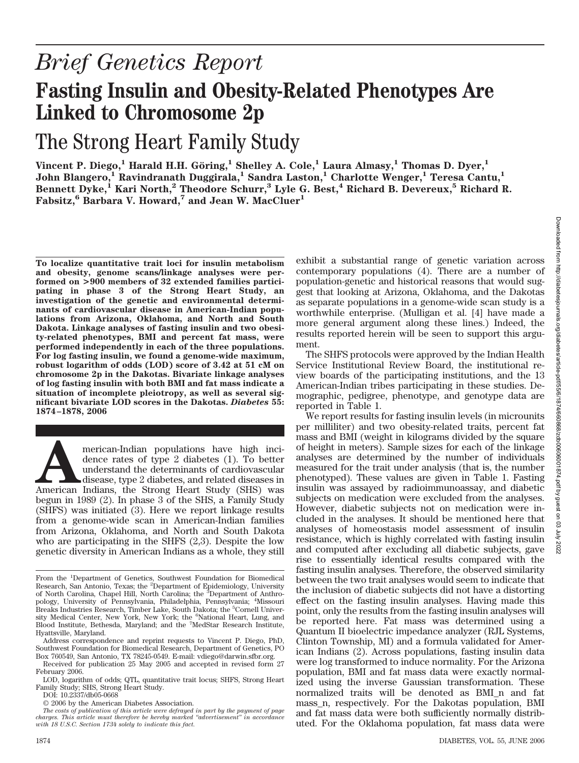# *Brief Genetics Report*

# Fasting Insulin and Obesity-Related Phenotypes Are Linked to Chromosome 2p

## The Strong Heart Family Study

**Vincent P. Diego,[1] Harald H.H. Göring,[1] Shelley A. Cole,[1] Laura Almasy,[1] Thomas D. Dyer,[1] John Blangero,[1] Ravindranath Duggirala,[1] Sandra Laston,[1] Charlotte Wenger,[1] Teresa Cantu,[1] Bennett Dyke,[1] Kari North,[2] Theodore Schurr,[3] Lyle G. Best,[4] Richard B. Devereux,[5] Richard R. Fabsitz,[6] Barbara V. Howard,[7] and Jean W. MacCluer[1]**

**To localize quantitative trait loci for insulin metabolism and obesity, genome scans/linkage analyses were performed on >900 members of 32 extended families participating in phase 3 of the Strong Heart Study, an investigation of the genetic and environmental determinants of cardiovascular disease in American-Indian populations from Arizona, Oklahoma, and North and South Dakota. Linkage analyses of fasting insulin and two obesity-related phenotypes, BMI and percent fat mass, were performed independently in each of the three populations. For log fasting insulin, we found a genome-wide maximum, robust logarithm of odds (LOD) score of 3.42 at 51 cM on chromosome 2p in the Dakotas. Bivariate linkage analyses of log fasting insulin with both BMI and fat mass indicate a situation of incomplete pleiotropy, as well as several significant bivariate LOD scores in the Dakotas.** ***Diabetes* 55: 1874–1878, 2006**

American-Indian populations have high incidence rates of type 2 diabetes (1). To better understand the determinants of cardiovascular disease, type 2 diabetes, and related diseases in American Indians, the Strong Heart Study (SHS) was begun in 1989 (2). In phase 3 of the SHS, a Family Study (SHFS) was initiated (3). Here we report linkage results from a genome-wide scan in American-Indian families from Arizona, Oklahoma, and North and South Dakota who are participating in the SHFS (2,3). Despite the low genetic diversity in American Indians as a whole, they still exhibit a substantial range of genetic variation across contemporary populations (4). There are a number of population-genetic and historical reasons that would suggest that looking at Arizona, Oklahoma, and the Dakotas as separate populations in a genome-wide scan study is a worthwhile enterprise. (Mulligan et al. [4] have made a more general argument along these lines.) Indeed, the results reported herein will be seen to support this argument.

The SHFS protocols were approved by the Indian Health Service Institutional Review Board, the institutional review boards of the participating institutions, and the 13 American-Indian tribes participating in these studies. Demographic, pedigree, phenotype, and genotype data are reported in Table 1.

We report results for fasting insulin levels (in microunits per milliliter) and two obesity-related traits, percent fat mass and BMI (weight in kilograms divided by the square of height in meters). Sample sizes for each of the linkage analyses are determined by the number of individuals measured for the trait under analysis (that is, the number phenotyped). These values are given in Table 1. Fasting insulin was assayed by radioimmunoassay, and diabetic subjects on medication were excluded from the analyses. However, diabetic subjects not on medication were included in the analyses. It should be mentioned here that analyses of homeostasis model assessment of insulin resistance, which is highly correlated with fasting insulin and computed after excluding all diabetic subjects, gave rise to essentially identical results compared with the fasting insulin analyses. Therefore, the observed similarity between the two trait analyses would seem to indicate that the inclusion of diabetic subjects did not have a distorting effect on the fasting insulin analyses. Having made this point, only the results from the fasting insulin analyses will be reported here. Fat mass was determined using a Quantum II bioelectric impedance analyzer (RJL Systems, Clinton Township, MI) and a formula validated for American Indians (2). Across populations, fasting insulin data were log transformed to induce normality. For the Arizona population, BMI and fat mass data were exactly normalized using the inverse Gaussian transformation. These normalized traits will be denoted as BMI_n and fat mass_n, respectively. For the Dakotas population, BMI and fat mass data were both sufficiently normally distributed. For the Oklahoma population, fat mass data were

From the [1]Department of Genetics, Southwest Foundation for Biomedical Research, San Antonio, Texas; the [2]Department of Epidemiology, University of North Carolina, Chapel Hill, North Carolina; the [3]Department of Anthropology, University of Pennsylvania, Philadelphia, Pennsylvania; [4]Missouri Breaks Industries Research, Timber Lake, South Dakota; the [5]Cornell University Medical Center, New York, New York; the [6]National Heart, Lung, and Blood Institute, Bethesda, Maryland; and the [7]MedStar Research Institute, Hyattsville, Maryland.

Address correspondence and reprint requests to Vincent P. Diego, PhD, Southwest Foundation for Biomedical Research, Department of Genetics, PO Box 760549, San Antonio, TX 78245-0549. E-mail: vdiego@darwin.sfbr.org.

Received for publication 25 May 2005 and accepted in revised form 27 February 2006.

LOD, logarithm of odds; QTL, quantitative trait locus; SHFS, Strong Heart Family Study; SHS, Strong Heart Study.

DOI: 10.2337/db05-0668

© 2006 by the American Diabetes Association.

*The costs of publication of this article were defrayed in part by the payment of page charges. This article must therefore be hereby marked "advertisement" in accordance with 18 U.S.C. Section 1734 solely to indicate this fact.*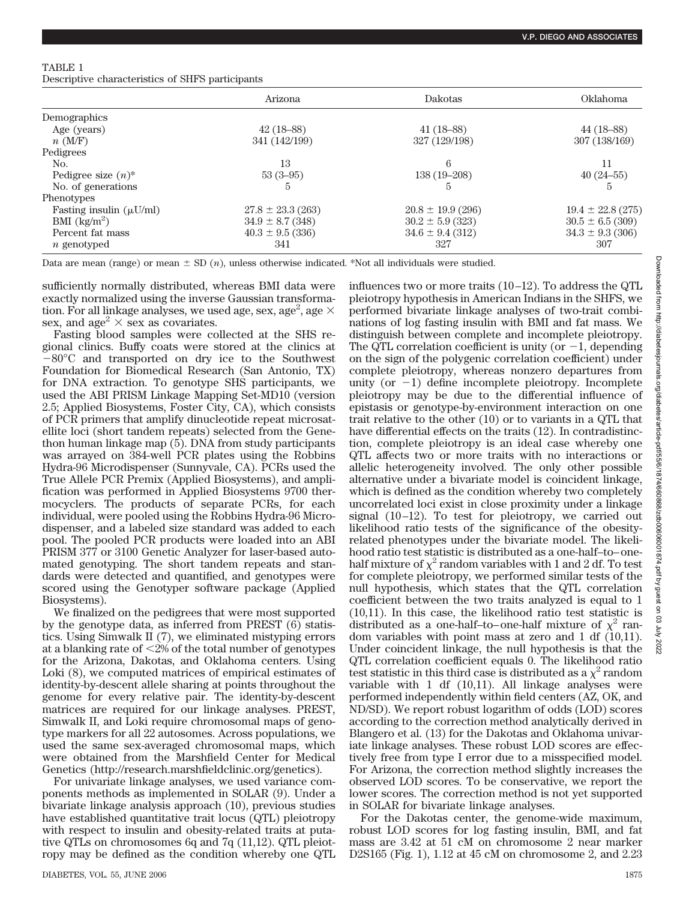TABLE 1
Descriptive characteristics of SHFS participants

| | Arizona | Dakotas | Oklahoma |
|---|---|---|---|
| Demographics | | | |
| Age (years) | 42 (18–88) | 41 (18–88) | 44 (18–88) |
| $n$ (M/F) | 341 (142/199) | 327 (129/198) | 307 (138/169) |
| Pedigrees | | | |
| No. | 13 | 6 | 11 |
| Pedigree size ($n$)* | 53 (3–95) | 138 (19–208) | 40 (24–55) |
| No. of generations | 5 | 5 | 5 |
| Phenotypes | | | |
| Fasting insulin (μU/ml) | 27.8 ± 23.3 (263) | 20.8 ± 19.9 (296) | 19.4 ± 22.8 (275) |
| BMI (kg/m$^2$) | 34.9 ± 8.7 (348) | 30.2 ± 5.9 (323) | 30.5 ± 6.5 (309) |
| Percent fat mass | 40.3 ± 9.5 (336) | 34.6 ± 9.4 (312) | 34.3 ± 9.3 (306) |
| $n$ genotyped | 341 | 327 | 307 |

Data are mean (range) or mean ± SD ($n$), unless otherwise indicated. *Not all individuals were studied.

sufficiently normally distributed, whereas BMI data were exactly normalized using the inverse Gaussian transformation. For all linkage analyses, we used age, sex, age$^2$, age × sex, and age$^2$ × sex as covariates.

Fasting blood samples were collected at the SHS regional clinics. Buffy coats were stored at the clinics at −80°C and transported on dry ice to the Southwest Foundation for Biomedical Research (San Antonio, TX) for DNA extraction. To genotype SHS participants, we used the ABI PRISM Linkage Mapping Set-MD10 (version 2.5; Applied Biosystems, Foster City, CA), which consists of PCR primers that amplify dinucleotide repeat microsatellite loci (short tandem repeats) selected from the Genethon human linkage map (5). DNA from study participants was arrayed on 384-well PCR plates using the Robbins Hydra-96 Microdispenser (Sunnyvale, CA). PCRs used the True Allele PCR Premix (Applied Biosystems), and amplification was performed in Applied Biosystems 9700 thermocyclers. The products of separate PCRs, for each individual, were pooled using the Robbins Hydra-96 Microdispenser, and a labeled size standard was added to each pool. The pooled PCR products were loaded into an ABI PRISM 377 or 3100 Genetic Analyzer for laser-based automated genotyping. The short tandem repeats and standards were detected and quantified, and genotypes were scored using the Genotyper software package (Applied Biosystems).

We finalized on the pedigrees that were most supported by the genotype data, as inferred from PREST (6) statistics. Using Simwalk II (7), we eliminated mistyping errors at a blanking rate of <2% of the total number of genotypes for the Arizona, Dakotas, and Oklahoma centers. Using Loki (8), we computed matrices of empirical estimates of identity-by-descent allele sharing at points throughout the genome for every relative pair. The identity-by-descent matrices are required for our linkage analyses. PREST, Simwalk II, and Loki require chromosomal maps of genotype markers for all 22 autosomes. Across populations, we used the same sex-averaged chromosomal maps, which were obtained from the Marshfield Center for Medical Genetics (http://research.marshfieldclinic.org/genetics).

For univariate linkage analyses, we used variance components methods as implemented in SOLAR (9). Under a bivariate linkage analysis approach (10), previous studies have established quantitative trait locus (QTL) pleiotropy with respect to insulin and obesity-related traits at putative QTLs on chromosomes 6q and 7q (11,12). QTL pleiotropy may be defined as the condition whereby one QTL influences two or more traits (10–12). To address the QTL pleiotropy hypothesis in American Indians in the SHFS, we performed bivariate linkage analyses of two-trait combinations of log fasting insulin with BMI and fat mass. We distinguish between complete and incomplete pleiotropy. The QTL correlation coefficient is unity (or −1, depending on the sign of the polygenic correlation coefficient) under complete pleiotropy, whereas nonzero departures from unity (or −1) define incomplete pleiotropy. Incomplete pleiotropy may be due to the differential influence of epistasis or genotype-by-environment interaction on one trait relative to the other (10) or to variants in a QTL that have differential effects on the traits (12). In contradistinction, complete pleiotropy is an ideal case whereby one QTL affects two or more traits with no interactions or allelic heterogeneity involved. The only other possible alternative under a bivariate model is coincident linkage, which is defined as the condition whereby two completely uncorrelated loci exist in close proximity under a linkage signal (10–12). To test for pleiotropy, we carried out likelihood ratio tests of the significance of the obesity-related phenotypes under the bivariate model. The likelihood ratio test statistic is distributed as a one-half–to–one-half mixture of $\chi^2$ random variables with 1 and 2 df. To test for complete pleiotropy, we performed similar tests of the null hypothesis, which states that the QTL correlation coefficient between the two traits analyzed is equal to 1 (10,11). In this case, the likelihood ratio test statistic is distributed as a one-half–to–one-half mixture of $\chi^2$ random variables with point mass at zero and 1 df (10,11). Under coincident linkage, the null hypothesis is that the QTL correlation coefficient equals 0. The likelihood ratio test statistic in this third case is distributed as a $\chi^2$ random variable with 1 df (10,11). All linkage analyses were performed independently within field centers (AZ, OK, and ND/SD). We report robust logarithm of odds (LOD) scores according to the correction method analytically derived in Blangero et al. (13) for the Dakotas and Oklahoma univariate linkage analyses. These robust LOD scores are effectively free from type I error due to a misspecified model. For Arizona, the correction method slightly increases the observed LOD scores. To be conservative, we report the lower scores. The correction method is not yet supported in SOLAR for bivariate linkage analyses.

For the Dakotas center, the genome-wide maximum, robust LOD scores for log fasting insulin, BMI, and fat mass are 3.42 at 51 cM on chromosome 2 near marker D2S165 (Fig. 1), 1.12 at 45 cM on chromosome 2, and 2.23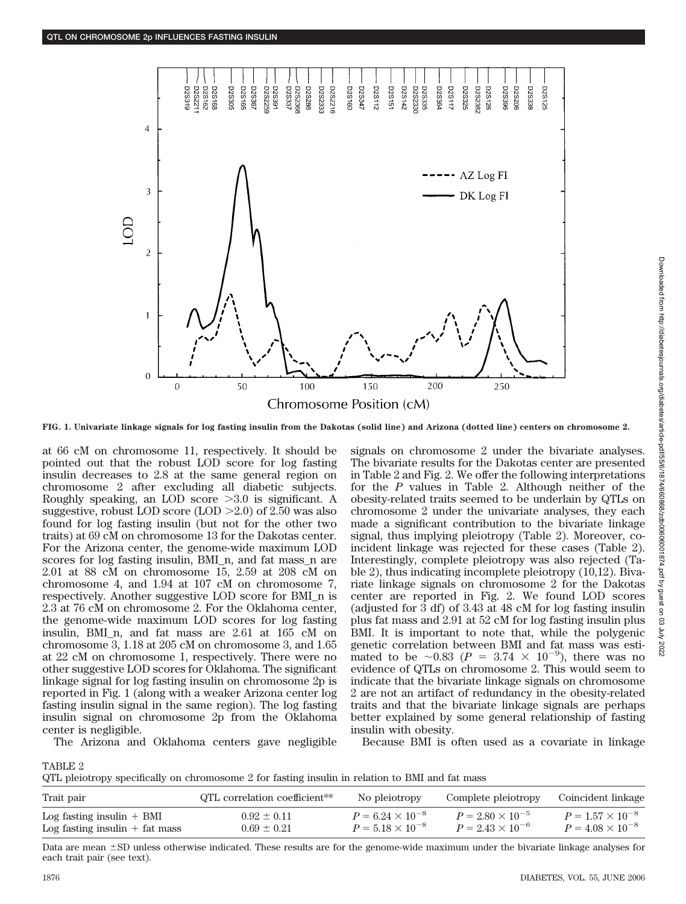FIG. 1. Univariate linkage signals for log fasting insulin from the Dakotas (solid line) and Arizona (dotted line) centers on chromosome 2.

at 66 cM on chromosome 11, respectively. It should be pointed out that the robust LOD score for log fasting insulin decreases to 2.8 at the same general region on chromosome 2 after excluding all diabetic subjects. Roughly speaking, an LOD score >3.0 is significant. A suggestive, robust LOD score (LOD >2.0) of 2.50 was also found for log fasting insulin (but not for the other two traits) at 69 cM on chromosome 13 for the Dakotas center. For the Arizona center, the genome-wide maximum LOD scores for log fasting insulin, BMI_n, and fat mass_n are 2.01 at 88 cM on chromosome 15, 2.59 at 208 cM on chromosome 4, and 1.94 at 107 cM on chromosome 7, respectively. Another suggestive LOD score for BMI_n is 2.3 at 76 cM on chromosome 2. For the Oklahoma center, the genome-wide maximum LOD scores for log fasting insulin, BMI_n, and fat mass are 2.61 at 165 cM on chromosome 3, 1.18 at 205 cM on chromosome 3, and 1.65 at 22 cM on chromosome 1, respectively. There were no other suggestive LOD scores for Oklahoma. The significant linkage signal for log fasting insulin on chromosome 2p is reported in Fig. 1 (along with a weaker Arizona center log fasting insulin signal in the same region). The log fasting insulin signal on chromosome 2p from the Oklahoma center is negligible.

The Arizona and Oklahoma centers gave negligible signals on chromosome 2 under the bivariate analyses. The bivariate results for the Dakotas center are presented in Table 2 and Fig. 2. We offer the following interpretations for the $P$ values in Table 2. Although neither of the obesity-related traits seemed to be underlain by QTLs on chromosome 2 under the univariate analyses, they each made a significant contribution to the bivariate linkage signal, thus implying pleiotropy (Table 2). Moreover, coincident linkage was rejected for these cases (Table 2). Interestingly, complete pleiotropy was also rejected (Table 2), thus indicating incomplete pleiotropy (10,12). Bivariate linkage signals on chromosome 2 for the Dakotas center are reported in Fig. 2. We found LOD scores (adjusted for 3 df) of 3.43 at 48 cM for log fasting insulin plus fat mass and 2.91 at 52 cM for log fasting insulin plus BMI. It is important to note that, while the polygenic genetic correlation between BMI and fat mass was estimated to be ~0.83 ($P = 3.74 \times 10^{-9}$), there was no evidence of QTLs on chromosome 2. This would seem to indicate that the bivariate linkage signals on chromosome 2 are not an artifact of redundancy in the obesity-related traits and that the bivariate linkage signals are perhaps better explained by some general relationship of fasting insulin with obesity.

Because BMI is often used as a covariate in linkage

TABLE 2
QTL pleiotropy specifically on chromosome 2 for fasting insulin in relation to BMI and fat mass

| Trait pair | QTL correlation coefficient** | No pleiotropy | Complete pleiotropy | Coincident linkage |
|---|---|---|---|---|
| Log fasting insulin + BMI | 0.92 ± 0.11 | $P = 6.24 \times 10^{-8}$ | $P = 2.80 \times 10^{-5}$ | $P = 1.57 \times 10^{-8}$ |
| Log fasting insulin + fat mass | 0.69 ± 0.21 | $P = 5.18 \times 10^{-8}$ | $P = 2.43 \times 10^{-6}$ | $P = 4.08 \times 10^{-8}$ |

Data are mean ±SD unless otherwise indicated. These results are for the genome-wide maximum under the bivariate linkage analyses for each trait pair (see text).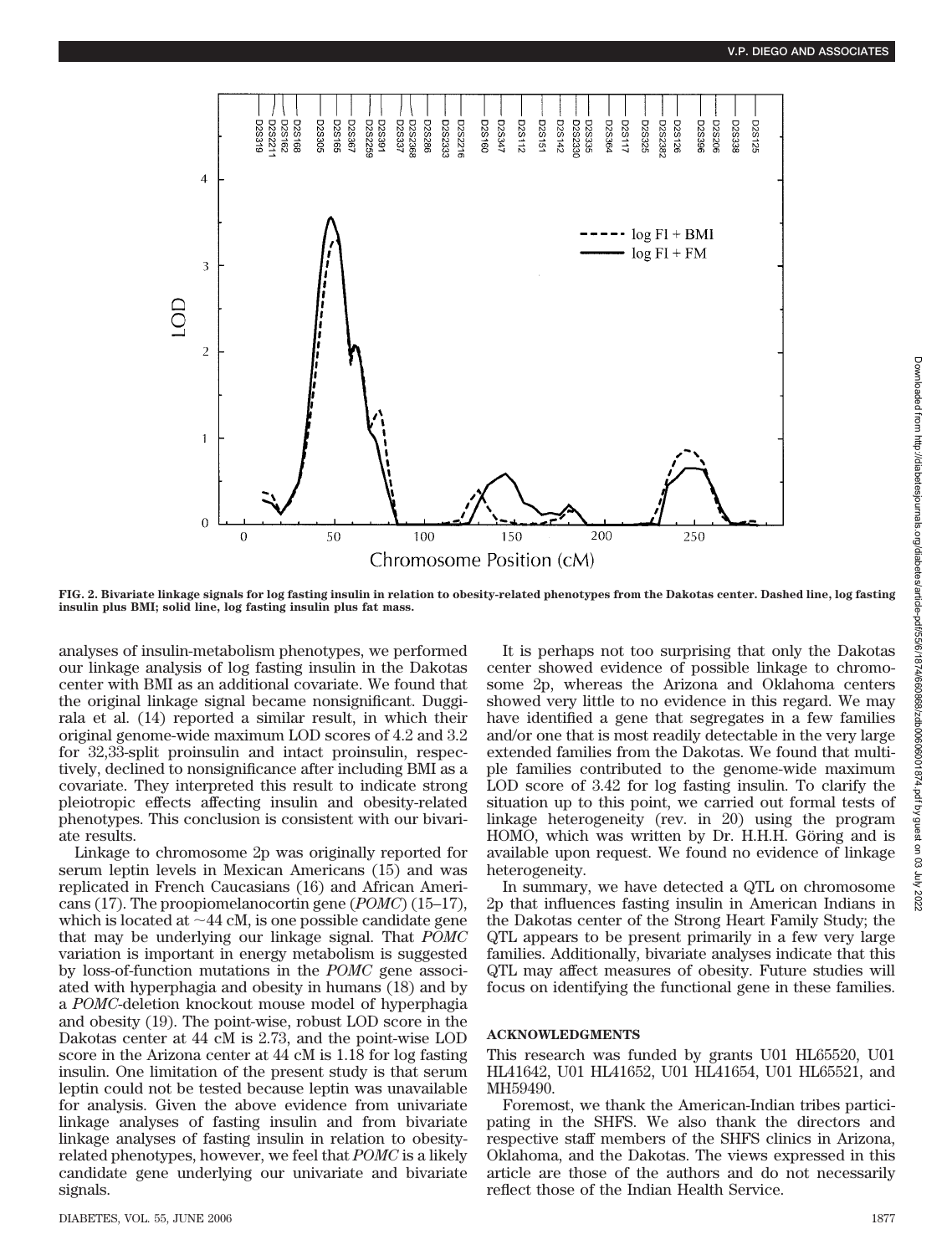FIG. 2. Bivariate linkage signals for log fasting insulin in relation to obesity-related phenotypes from the Dakotas center. Dashed line, log fasting insulin plus BMI; solid line, log fasting insulin plus fat mass.

analyses of insulin-metabolism phenotypes, we performed our linkage analysis of log fasting insulin in the Dakotas center with BMI as an additional covariate. We found that the original linkage signal became nonsignificant. Duggirala et al. (14) reported a similar result, in which their original genome-wide maximum LOD scores of 4.2 and 3.2 for 32,33-split proinsulin and intact proinsulin, respectively, declined to nonsignificance after including BMI as a covariate. They interpreted this result to indicate strong pleiotropic effects affecting insulin and obesity-related phenotypes. This conclusion is consistent with our bivariate results.

Linkage to chromosome 2p was originally reported for serum leptin levels in Mexican Americans (15) and was replicated in French Caucasians (16) and African Americans (17). The proopiomelanocortin gene (*POMC*) (15–17), which is located at ~44 cM, is one possible candidate gene that may be underlying our linkage signal. That *POMC* variation is important in energy metabolism is suggested by loss-of-function mutations in the *POMC* gene associated with hyperphagia and obesity in humans (18) and by a *POMC*-deletion knockout mouse model of hyperphagia and obesity (19). The point-wise, robust LOD score in the Dakotas center at 44 cM is 2.73, and the point-wise LOD score in the Arizona center at 44 cM is 1.18 for log fasting insulin. One limitation of the present study is that serum leptin could not be tested because leptin was unavailable for analysis. Given the above evidence from univariate linkage analyses of fasting insulin and from bivariate linkage analyses of fasting insulin in relation to obesity-related phenotypes, however, we feel that *POMC* is a likely candidate gene underlying our univariate and bivariate signals.

It is perhaps not too surprising that only the Dakotas center showed evidence of possible linkage to chromosome 2p, whereas the Arizona and Oklahoma centers showed very little to no evidence in this regard. We may have identified a gene that segregates in a few families and/or one that is most readily detectable in the very large extended families from the Dakotas. We found that multiple families contributed to the genome-wide maximum LOD score of 3.42 for log fasting insulin. To clarify the situation up to this point, we carried out formal tests of linkage heterogeneity (rev. in 20) using the program HOMO, which was written by Dr. H.H.H. Göring and is available upon request. We found no evidence of linkage heterogeneity.

In summary, we have detected a QTL on chromosome 2p that influences fasting insulin in American Indians in the Dakotas center of the Strong Heart Family Study; the QTL appears to be present primarily in a few very large families. Additionally, bivariate analyses indicate that this QTL may affect measures of obesity. Future studies will focus on identifying the functional gene in these families.

## ACKNOWLEDGMENTS

This research was funded by grants U01 HL65520, U01 HL41642, U01 HL41652, U01 HL41654, U01 HL65521, and MH59490.

Foremost, we thank the American-Indian tribes participating in the SHFS. We also thank the directors and respective staff members of the SHFS clinics in Arizona, Oklahoma, and the Dakotas. The views expressed in this article are those of the authors and do not necessarily reflect those of the Indian Health Service.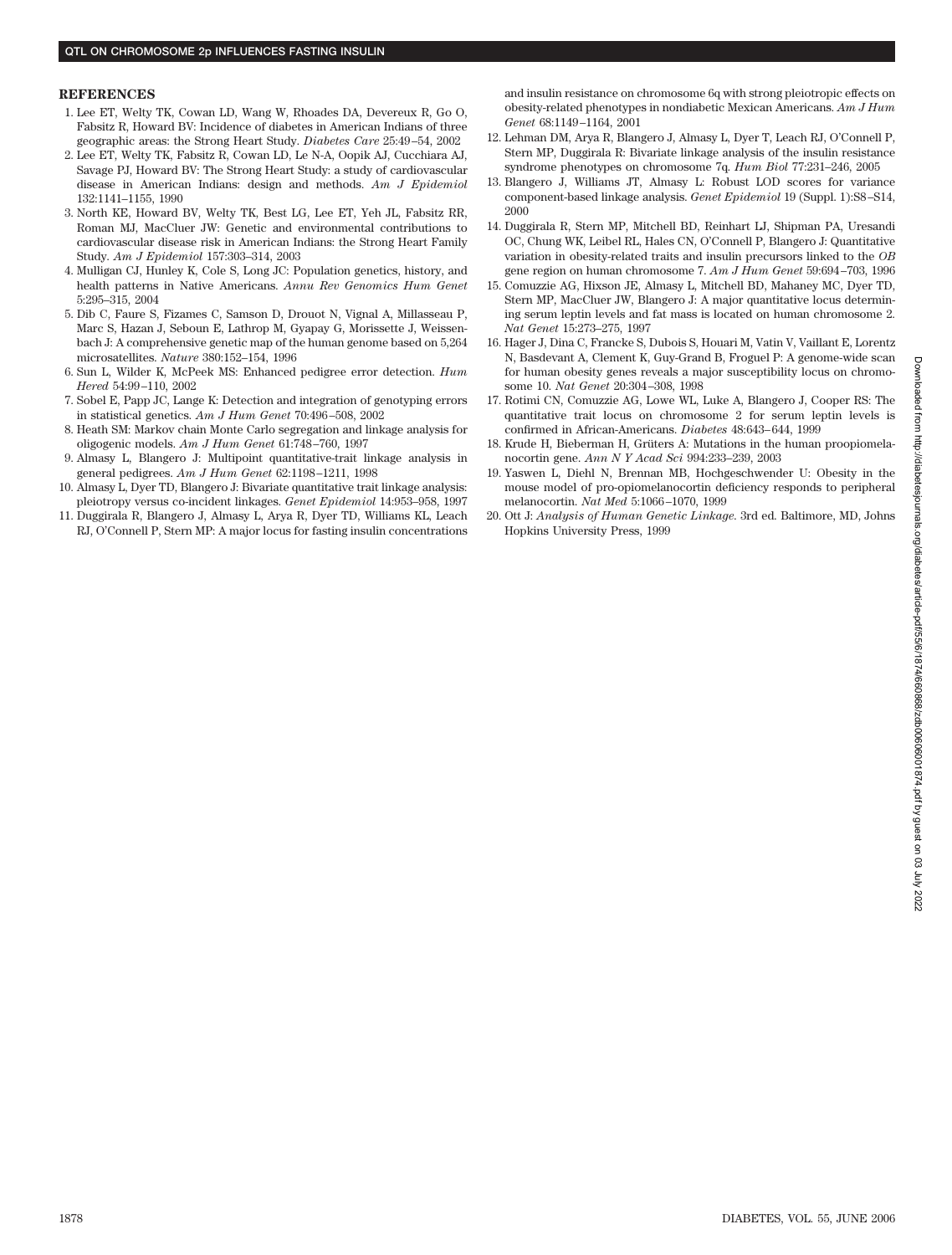## REFERENCES

1. Lee ET, Welty TK, Cowan LD, Wang W, Rhoades DA, Devereux R, Go O, Fabsitz R, Howard BV: Incidence of diabetes in American Indians of three geographic areas: the Strong Heart Study. *Diabetes Care* 25:49–54, 2002
2. Lee ET, Welty TK, Fabsitz R, Cowan LD, Le N-A, Oopik AJ, Cucchiara AJ, Savage PJ, Howard BV: The Strong Heart Study: a study of cardiovascular disease in American Indians: design and methods. *Am J Epidemiol* 132:1141–1155, 1990
3. North KE, Howard BV, Welty TK, Best LG, Lee ET, Yeh JL, Fabsitz RR, Roman MJ, MacCluer JW: Genetic and environmental contributions to cardiovascular disease risk in American Indians: the Strong Heart Family Study. *Am J Epidemiol* 157:303–314, 2003
4. Mulligan CJ, Hunley K, Cole S, Long JC: Population genetics, history, and health patterns in Native Americans. *Annu Rev Genomics Hum Genet* 5:295–315, 2004
5. Dib C, Faure S, Fizames C, Samson D, Drouot N, Vignal A, Millasseau P, Marc S, Hazan J, Seboun E, Lathrop M, Gyapay G, Morissette J, Weissenbach J: A comprehensive genetic map of the human genome based on 5,264 microsatellites. *Nature* 380:152–154, 1996
6. Sun L, Wilder K, McPeek MS: Enhanced pedigree error detection. *Hum Hered* 54:99–110, 2002
7. Sobel E, Papp JC, Lange K: Detection and integration of genotyping errors in statistical genetics. *Am J Hum Genet* 70:496–508, 2002
8. Heath SM: Markov chain Monte Carlo segregation and linkage analysis for oligogenic models. *Am J Hum Genet* 61:748–760, 1997
9. Almasy L, Blangero J: Multipoint quantitative-trait linkage analysis in general pedigrees. *Am J Hum Genet* 62:1198–1211, 1998
10. Almasy L, Dyer TD, Blangero J: Bivariate quantitative trait linkage analysis: pleiotropy versus co-incident linkages. *Genet Epidemiol* 14:953–958, 1997
11. Duggirala R, Blangero J, Almasy L, Arya R, Dyer TD, Williams KL, Leach RJ, O'Connell P, Stern MP: A major locus for fasting insulin concentrations and insulin resistance on chromosome 6q with strong pleiotropic effects on obesity-related phenotypes in nondiabetic Mexican Americans. *Am J Hum Genet* 68:1149–1164, 2001
12. Lehman DM, Arya R, Blangero J, Almasy L, Dyer T, Leach RJ, O'Connell P, Stern MP, Duggirala R: Bivariate linkage analysis of the insulin resistance syndrome phenotypes on chromosome 7q. *Hum Biol* 77:231–246, 2005
13. Blangero J, Williams JT, Almasy L: Robust LOD scores for variance component-based linkage analysis. *Genet Epidemiol* 19 (Suppl. 1):S8–S14, 2000
14. Duggirala R, Stern MP, Mitchell BD, Reinhart LJ, Shipman PA, Uresandi OC, Chung WK, Leibel RL, Hales CN, O'Connell P, Blangero J: Quantitative variation in obesity-related traits and insulin precursors linked to the *OB* gene region on human chromosome 7. *Am J Hum Genet* 59:694–703, 1996
15. Comuzzie AG, Hixson JE, Almasy L, Mitchell BD, Mahaney MC, Dyer TD, Stern MP, MacCluer JW, Blangero J: A major quantitative locus determining serum leptin levels and fat mass is located on human chromosome 2. *Nat Genet* 15:273–275, 1997
16. Hager J, Dina C, Francke S, Dubois S, Houari M, Vatin V, Vaillant E, Lorentz N, Basdevant A, Clement K, Guy-Grand B, Froguel P: A genome-wide scan for human obesity genes reveals a major susceptibility locus on chromosome 10. *Nat Genet* 20:304–308, 1998
17. Rotimi CN, Comuzzie AG, Lowe WL, Luke A, Blangero J, Cooper RS: The quantitative trait locus on chromosome 2 for serum leptin levels is confirmed in African-Americans. *Diabetes* 48:643–644, 1999
18. Krude H, Bieberman H, Grüters A: Mutations in the human proopiomelanocortin gene. *Ann N Y Acad Sci* 994:233–239, 2003
19. Yaswen L, Diehl N, Brennan MB, Hochgeschwender U: Obesity in the mouse model of pro-opiomelanocortin deficiency responds to peripheral melanocortin. *Nat Med* 5:1066–1070, 1999
20. Ott J: *Analysis of Human Genetic Linkage*. 3rd ed. Baltimore, MD, Johns Hopkins University Press, 1999